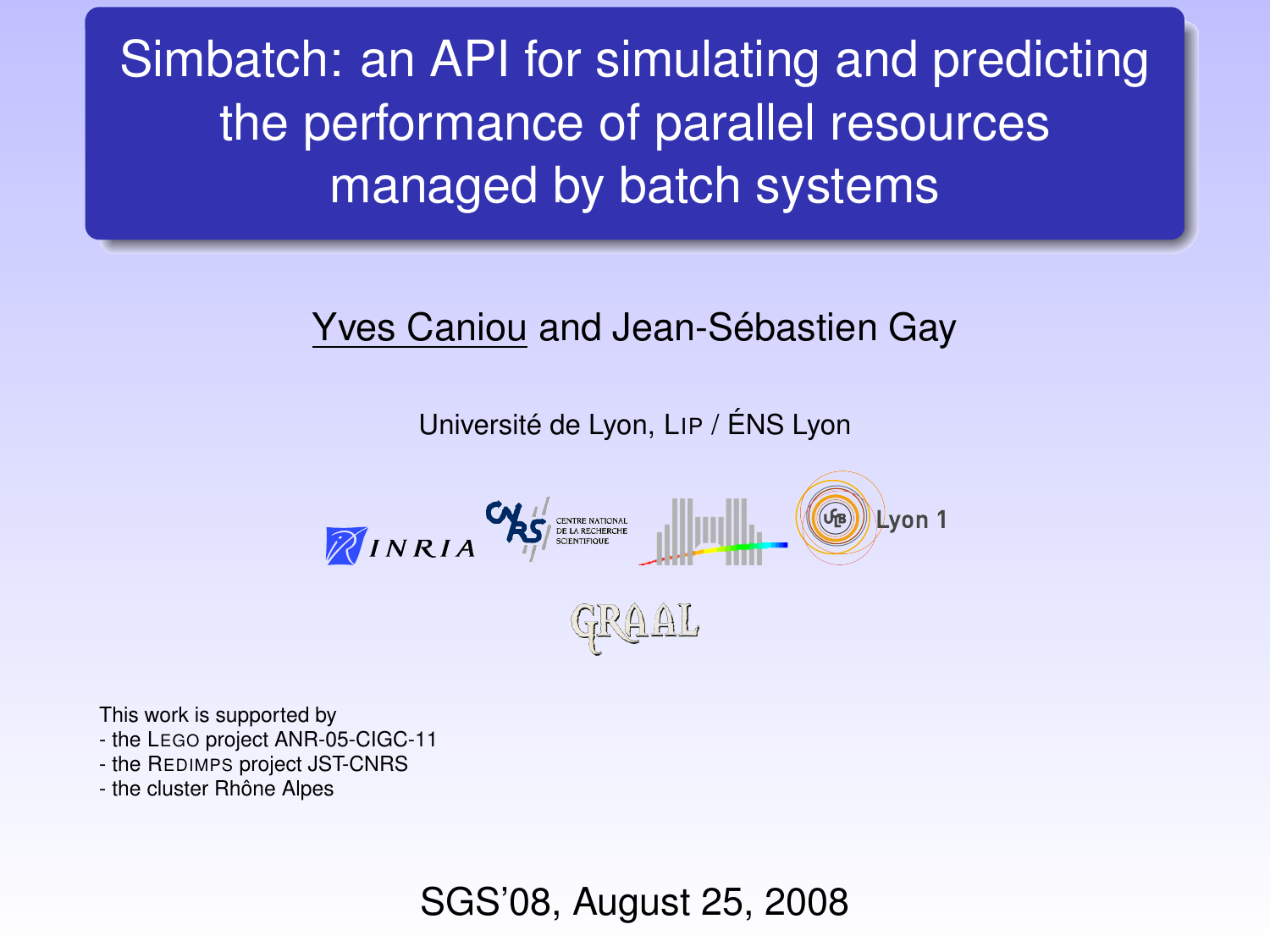# Simbatch: an API for simulating and predicting the performance of parallel resources managed by batch systems

Yves Caniou and Jean-Sébastien Gay

Université de Lyon, LIP / ÉNS Lyon

This work is supported by
- the LEGO project ANR-05-CIGC-11
- the REDIMPS project JST-CNRS
- the cluster Rhône Alpes

SGS'08, August 25, 2008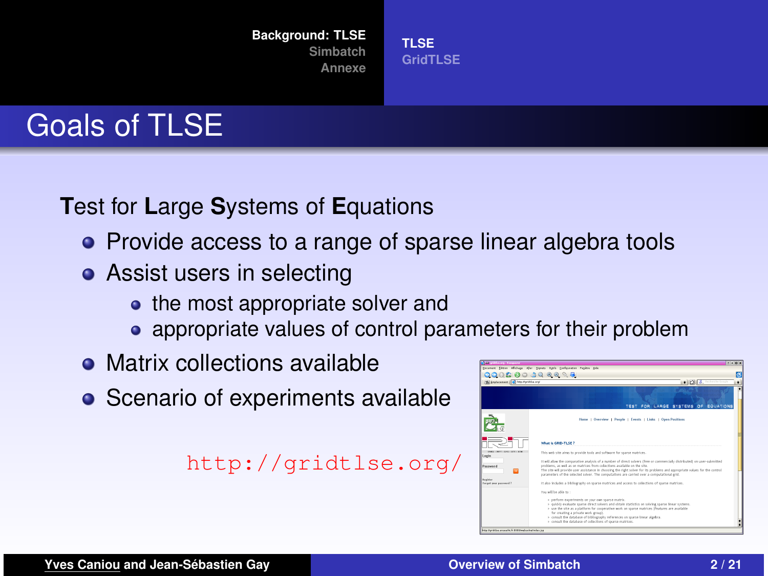# Goals of TLSE

**T**est for **L**arge **S**ystems of **E**quations

- Provide access to a range of sparse linear algebra tools
- Assist users in selecting
  - the most appropriate solver and
  - appropriate values of control parameters for their problem
- Matrix collections available
- Scenario of experiments available

http://gridtlse.org/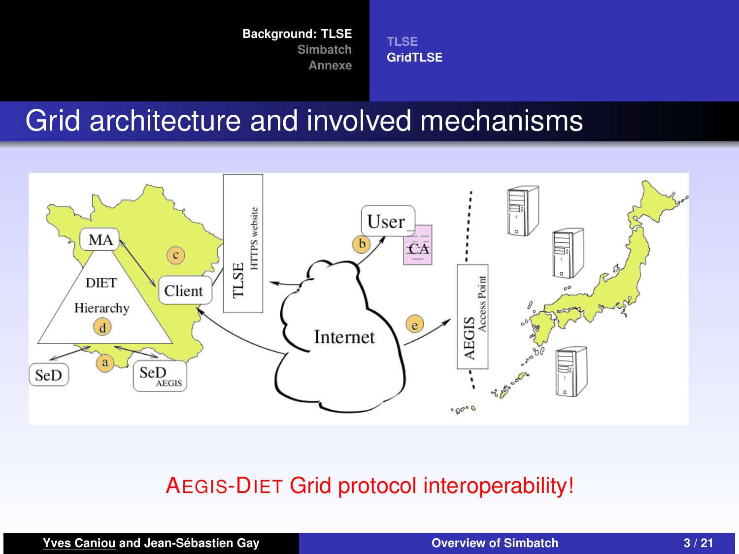# Grid architecture and involved mechanisms

MA

DIET

Hierarchy

Client

SeD

SeD AEGIS

TLSE HTTPS website

User

CA

Internet

AEGIS Access Point

a b c d e

AEGIS-DIET Grid protocol interoperability!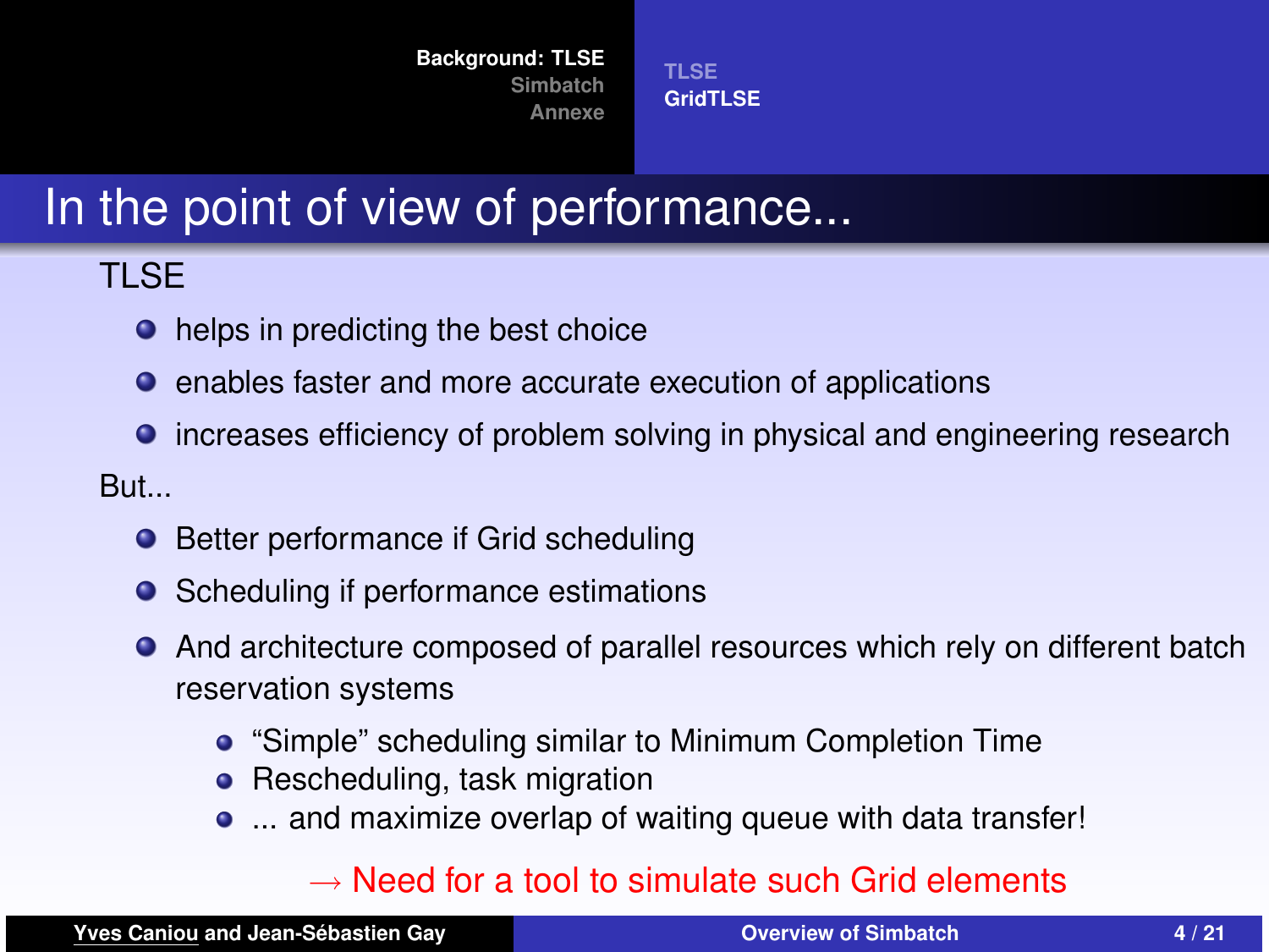# In the point of view of performance...

TLSE

- helps in predicting the best choice
- enables faster and more accurate execution of applications
- increases efficiency of problem solving in physical and engineering research

But...

- Better performance if Grid scheduling
- Scheduling if performance estimations
- And architecture composed of parallel resources which rely on different batch reservation systems
  - “Simple” scheduling similar to Minimum Completion Time
  - Rescheduling, task migration
  - ... and maximize overlap of waiting queue with data transfer!

→ Need for a tool to simulate such Grid elements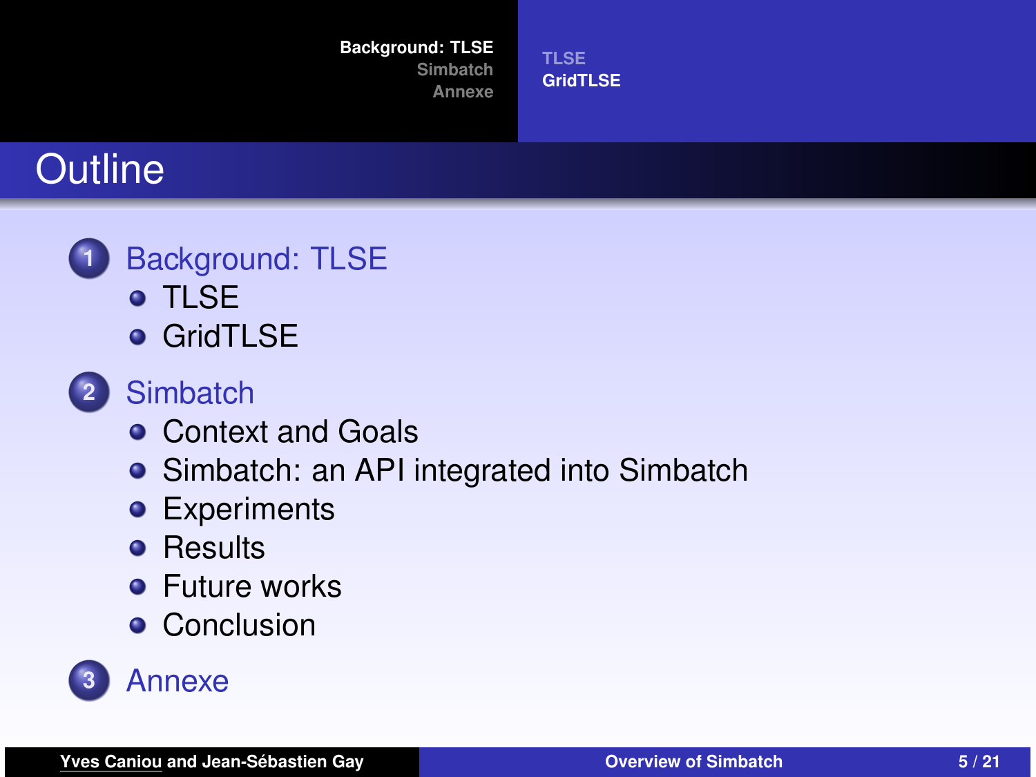# Outline

1. Background: TLSE
   - TLSE
   - GridTLSE
2. Simbatch
   - Context and Goals
   - Simbatch: an API integrated into Simbatch
   - Experiments
   - Results
   - Future works
   - Conclusion
3. Annexe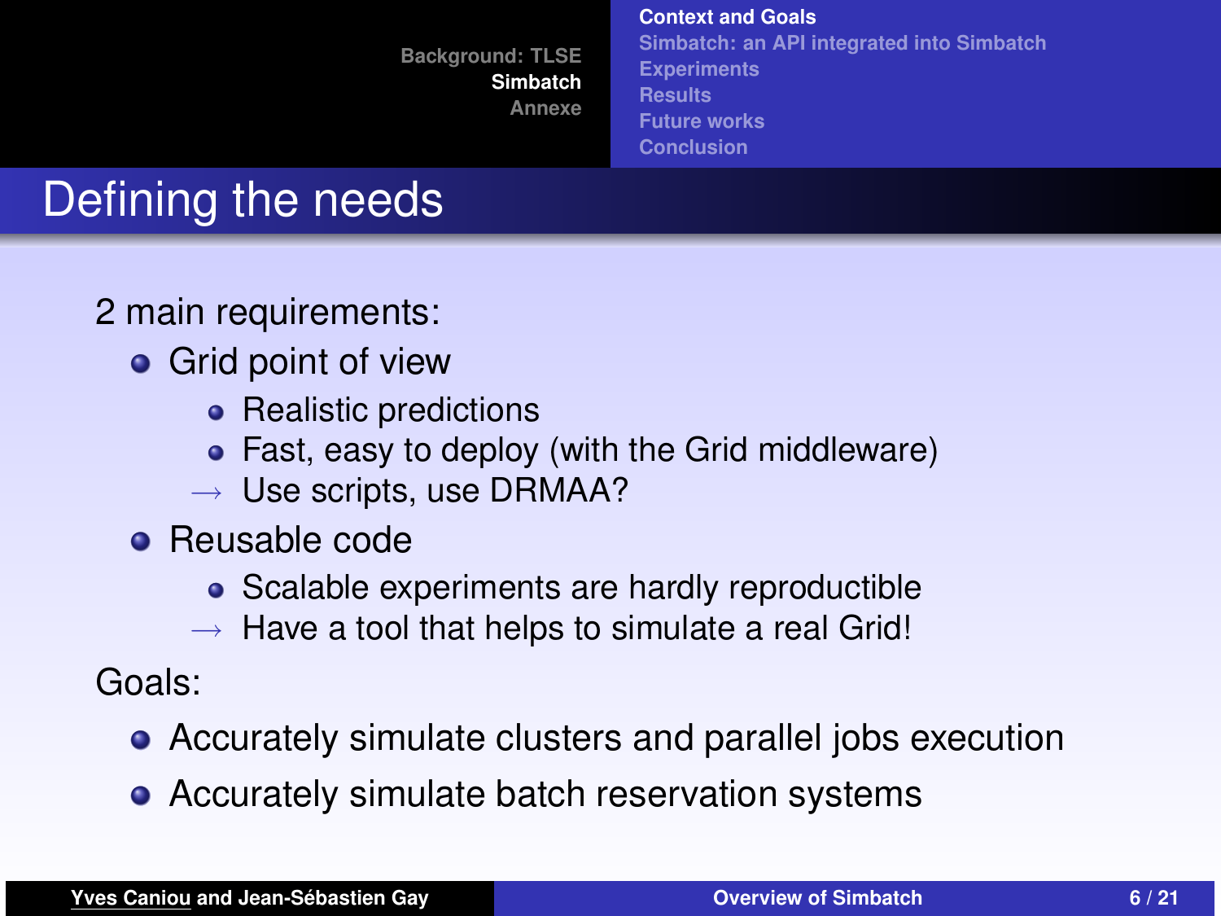# Defining the needs

2 main requirements:

- Grid point of view
  - Realistic predictions
  - Fast, easy to deploy (with the Grid middleware)
  - → Use scripts, use DRMAA?
- Reusable code
  - Scalable experiments are hardly reproductible
  - → Have a tool that helps to simulate a real Grid!

Goals:

- Accurately simulate clusters and parallel jobs execution
- Accurately simulate batch reservation systems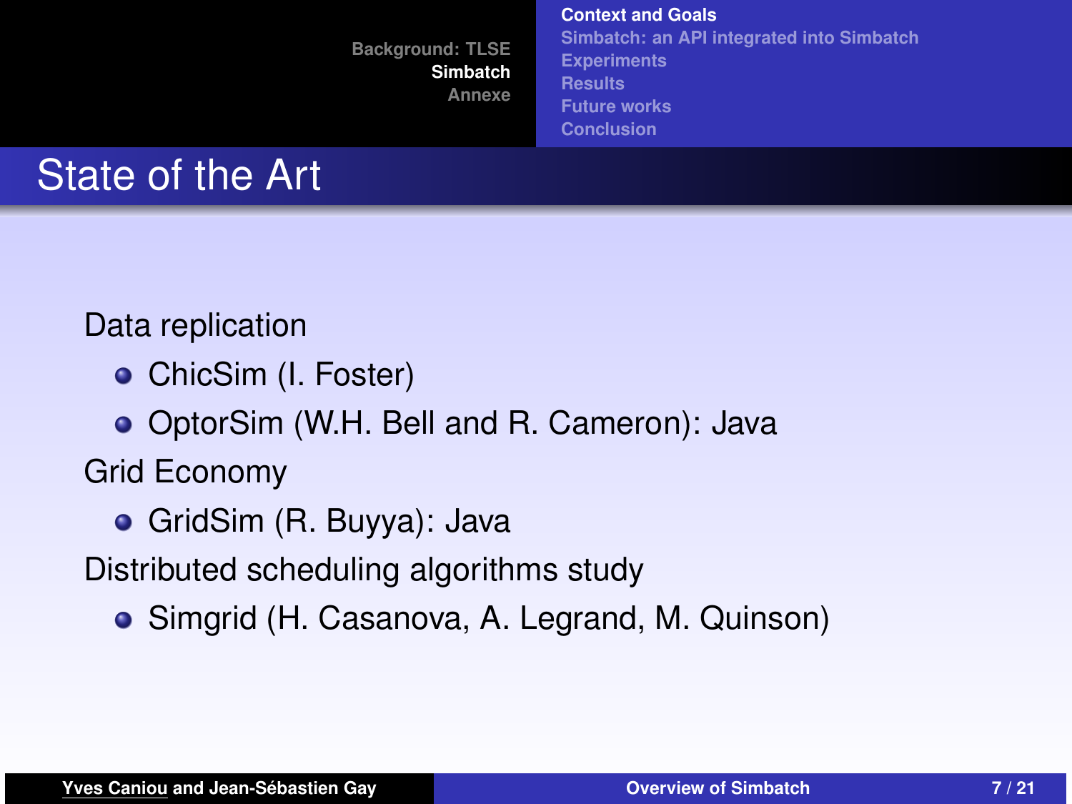# State of the Art

Data replication

- ChicSim (I. Foster)
- OptorSim (W.H. Bell and R. Cameron): Java

Grid Economy

- GridSim (R. Buyya): Java

Distributed scheduling algorithms study

- Simgrid (H. Casanova, A. Legrand, M. Quinson)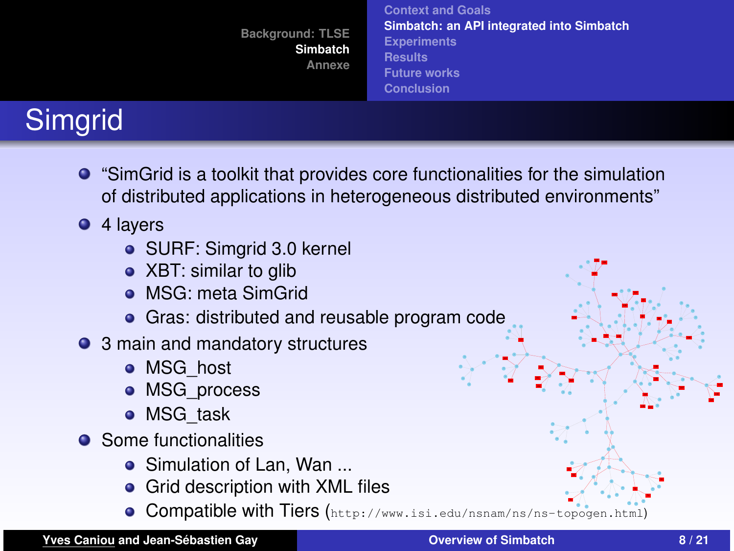# Simgrid

- “SimGrid is a toolkit that provides core functionalities for the simulation of distributed applications in heterogeneous distributed environments”
- 4 layers
  - SURF: Simgrid 3.0 kernel
  - XBT: similar to glib
  - MSG: meta SimGrid
  - Gras: distributed and reusable program code
- 3 main and mandatory structures
  - MSG_host
  - MSG_process
  - MSG_task
- Some functionalities
  - Simulation of Lan, Wan ...
  - Grid description with XML files
  - Compatible with Tiers (`http://www.isi.edu/nsnam/ns/ns-topogen.html`)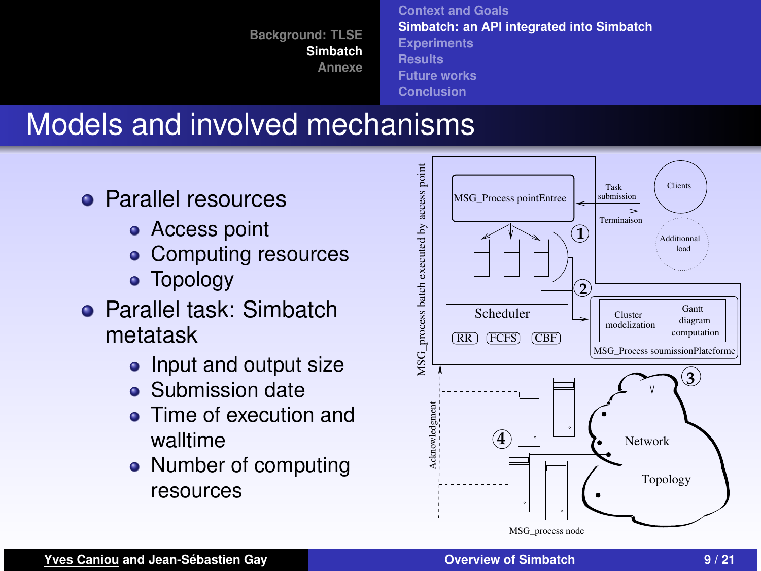# Models and involved mechanisms

- Parallel resources
  - Access point
  - Computing resources
  - Topology
- Parallel task: Simbatch metatask
  - Input and output size
  - Submission date
  - Time of execution and walltime
  - Number of computing resources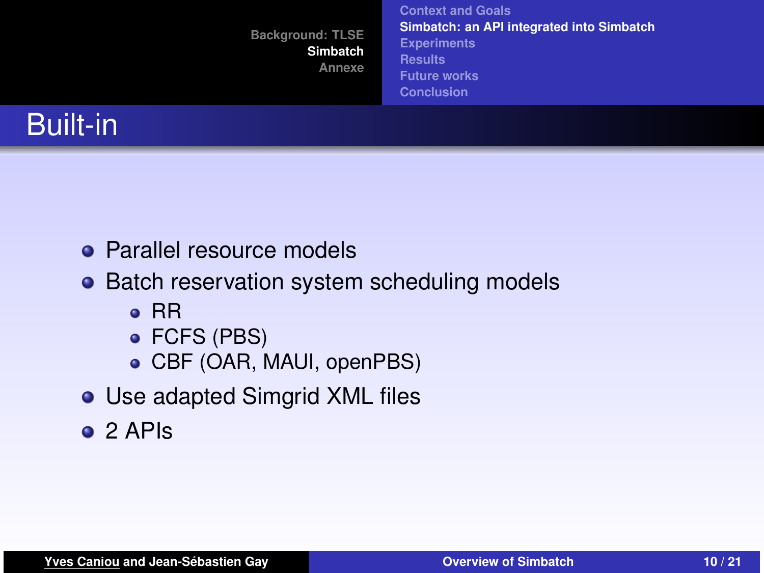# Built-in

- Parallel resource models
- Batch reservation system scheduling models
  - RR
  - FCFS (PBS)
  - CBF (OAR, MAUI, openPBS)
- Use adapted Simgrid XML files
- 2 APIs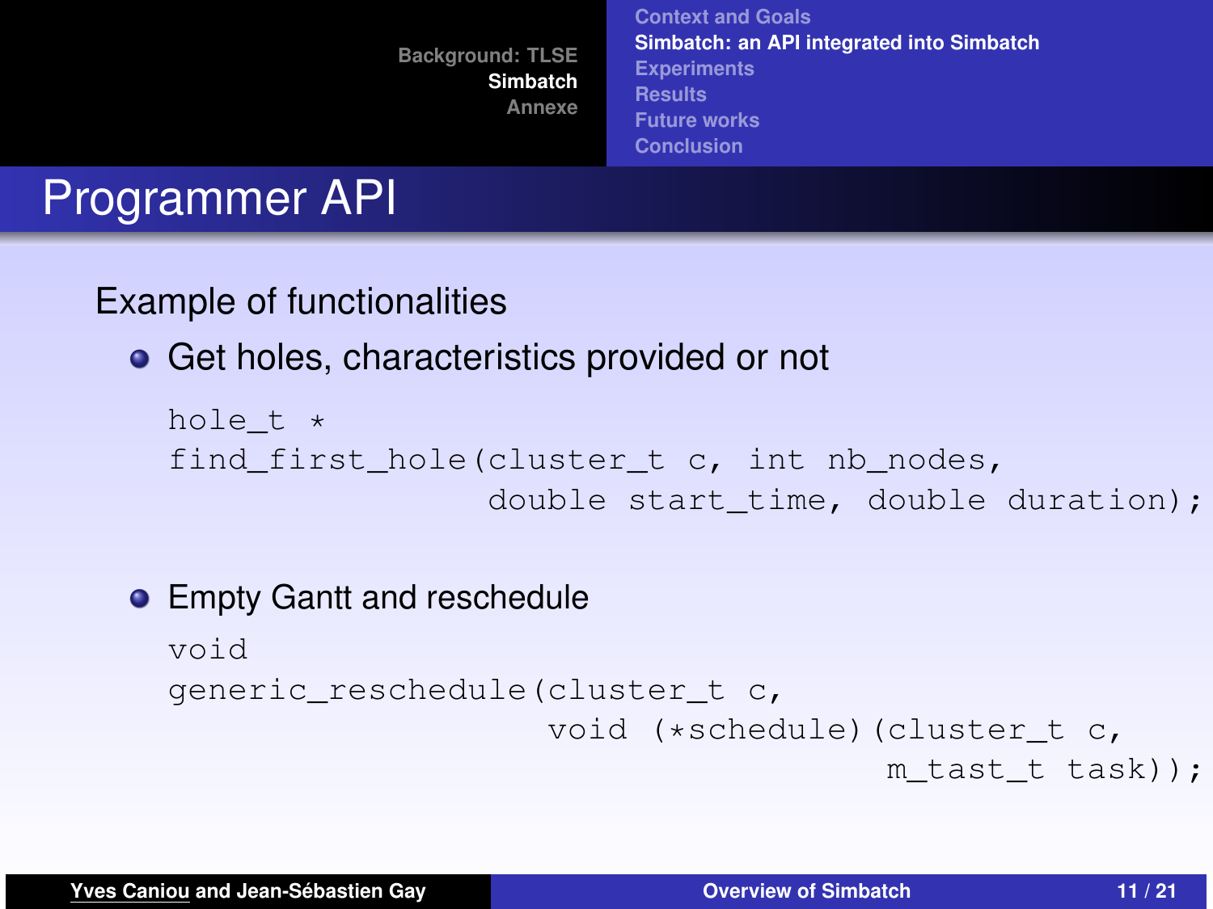# Programmer API

Example of functionalities

- Get holes, characteristics provided or not

```
hole_t *
find_first_hole(cluster_t c, int nb_nodes,
                double start_time, double duration);
```

- Empty Gantt and reschedule

```
void
generic_reschedule(cluster_t c,
                   void (*schedule)(cluster_t c,
                                    m_tast_t task));
```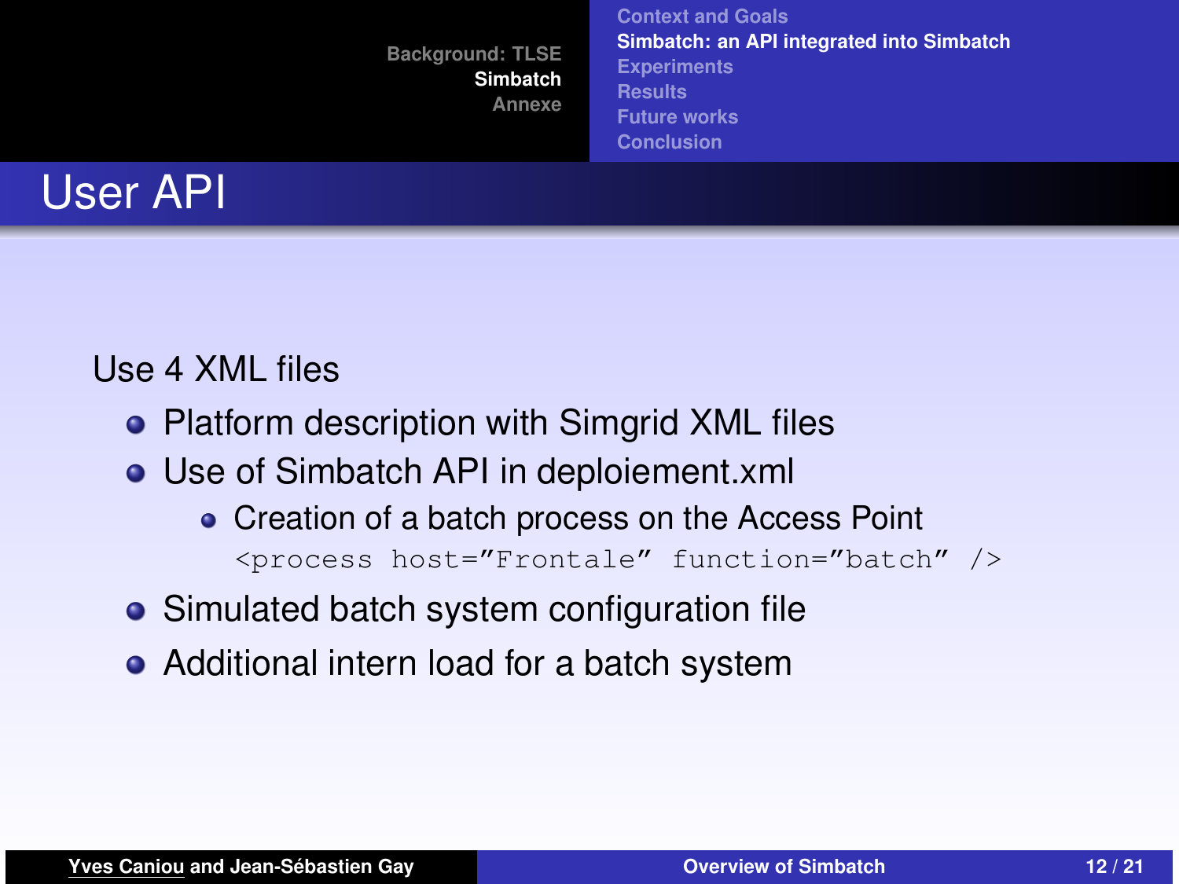# User API

Use 4 XML files

- Platform description with Simgrid XML files
- Use of Simbatch API in deploiement.xml
  - Creation of a batch process on the Access Point

    ```
    <process host="Frontale" function="batch" />
    ```
- Simulated batch system configuration file
- Additional intern load for a batch system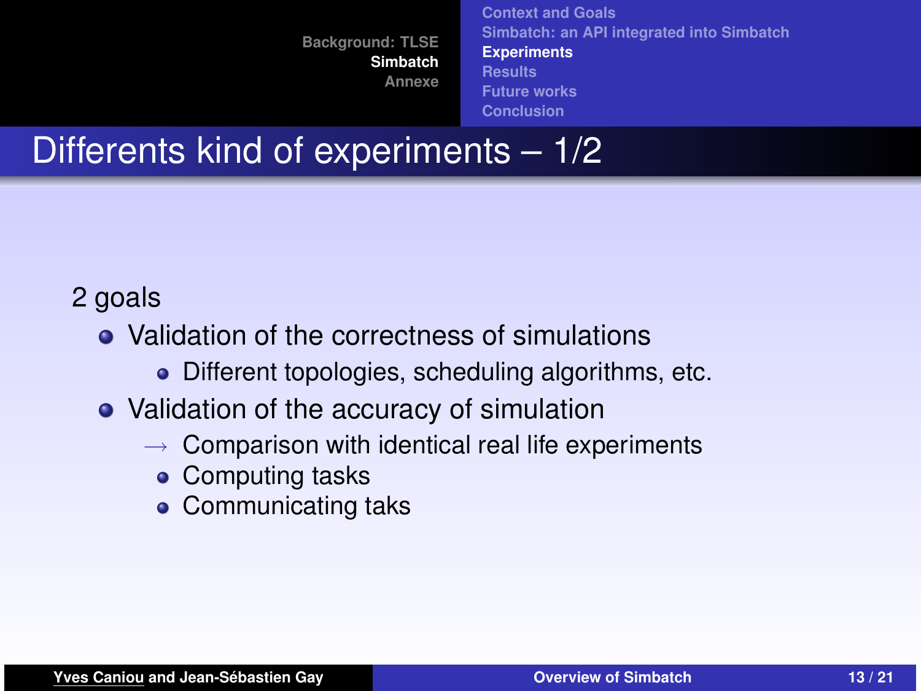# Differents kind of experiments – 1/2

2 goals

- Validation of the correctness of simulations
  - Different topologies, scheduling algorithms, etc.
- Validation of the accuracy of simulation

  → Comparison with identical real life experiments
  - Computing tasks
  - Communicating taks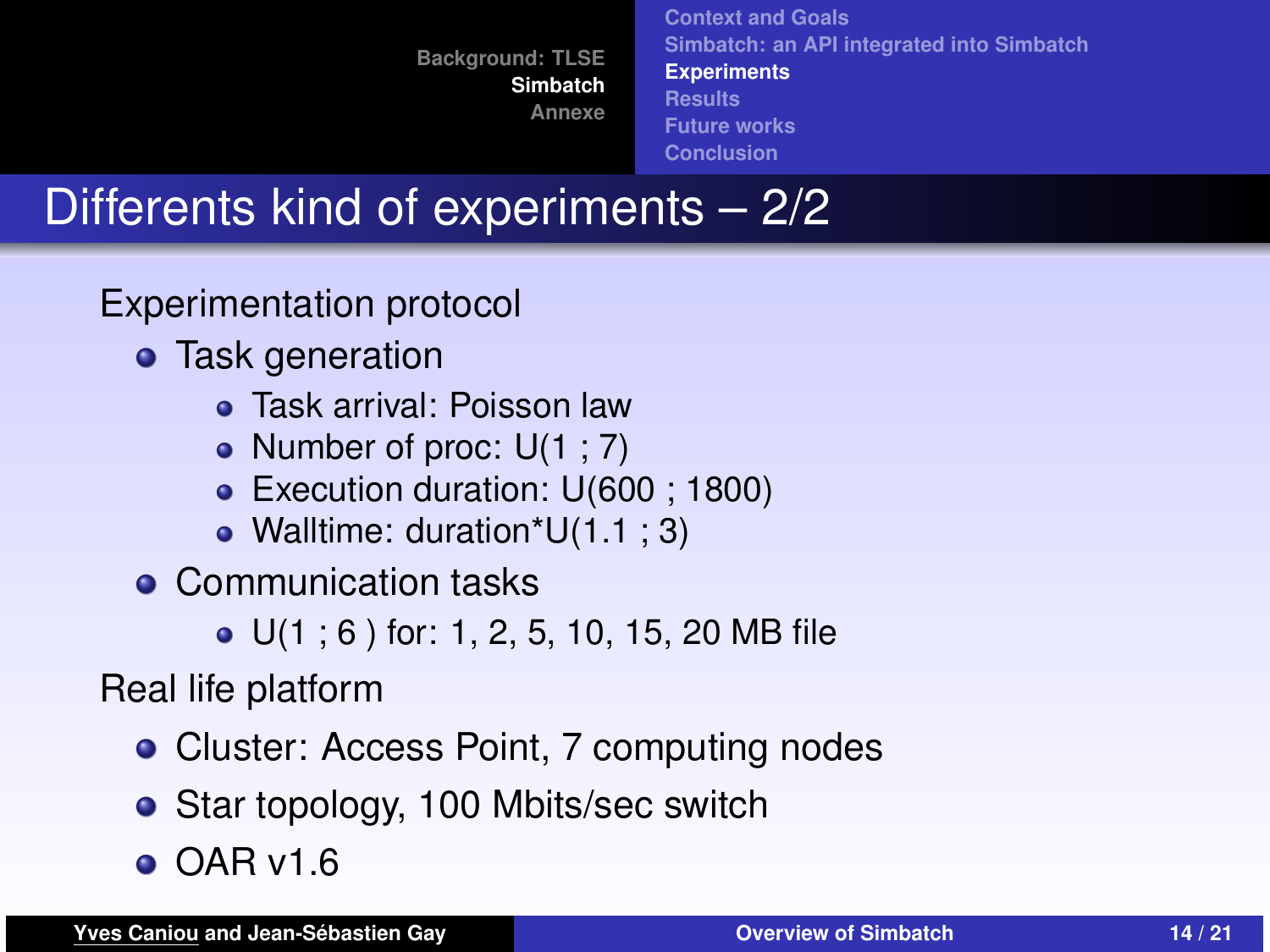# Differents kind of experiments – 2/2

Experimentation protocol

- Task generation
  - Task arrival: Poisson law
  - Number of proc: U(1 ; 7)
  - Execution duration: U(600 ; 1800)
  - Walltime: duration*U(1.1 ; 3)
- Communication tasks
  - U(1 ; 6 ) for: 1, 2, 5, 10, 15, 20 MB file

Real life platform

- Cluster: Access Point, 7 computing nodes
- Star topology, 100 Mbits/sec switch
- OAR v1.6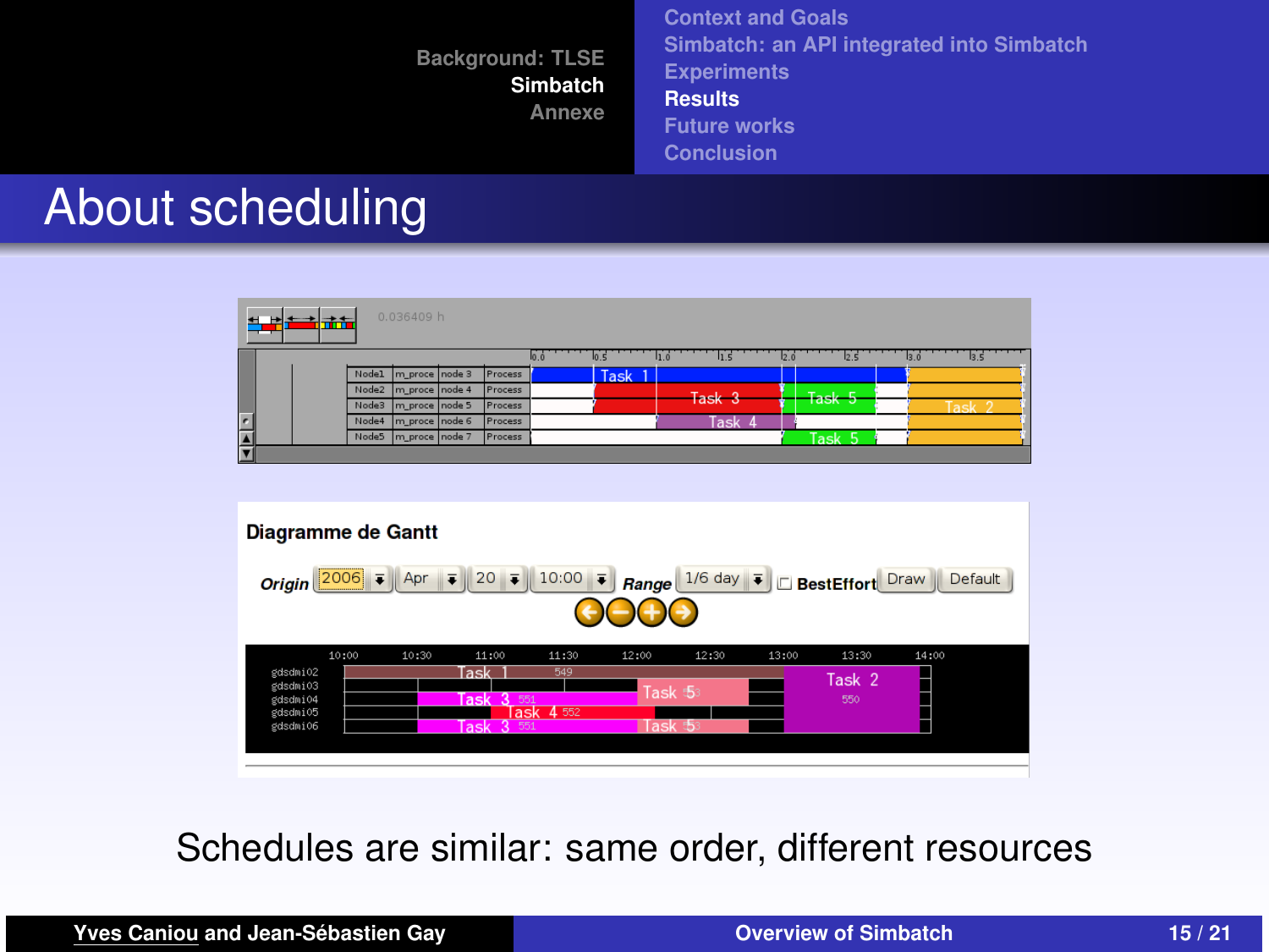# About scheduling

Schedules are similar: same order, different resources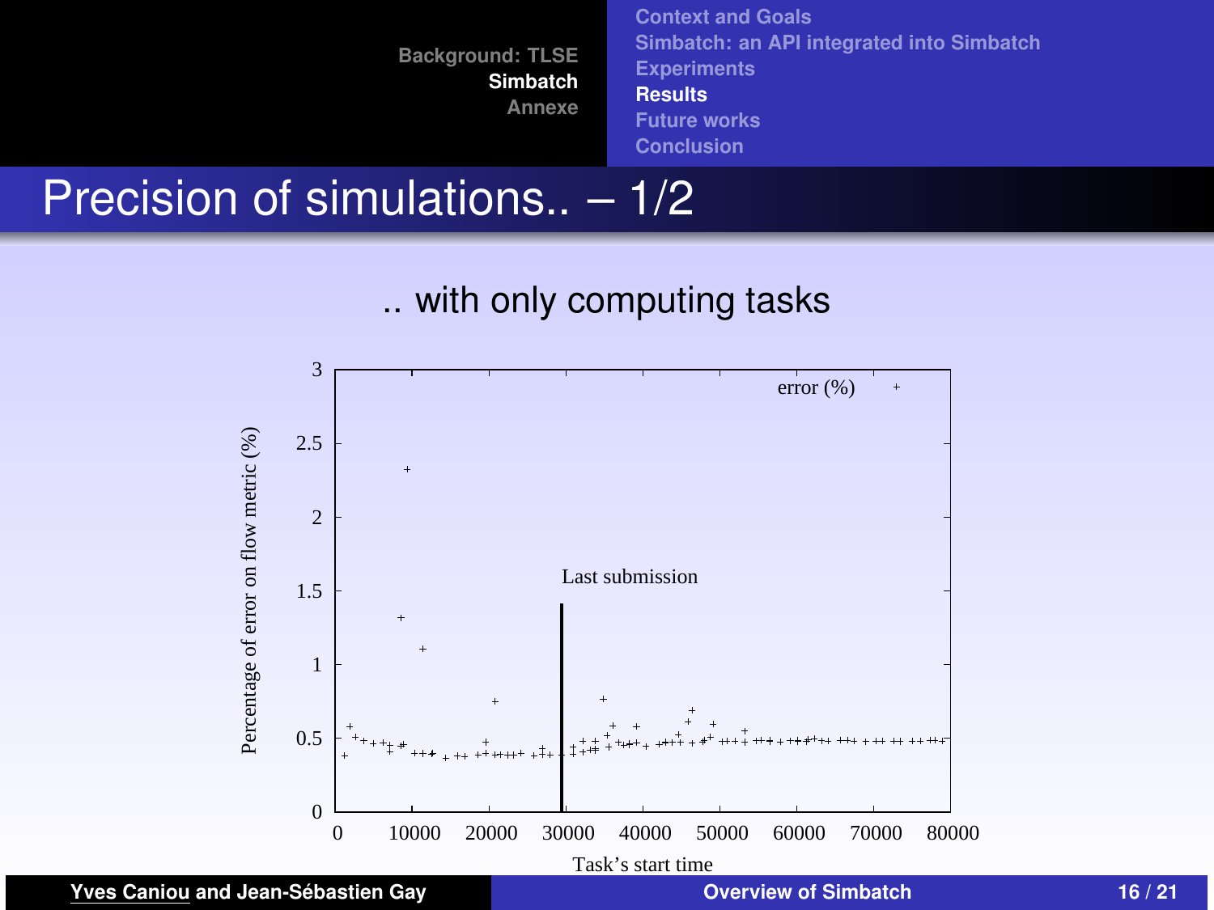# Precision of simulations.. – 1/2

.. with only computing tasks

error (%)

Percentage of error on flow metric (%)

Last submission

Task's start time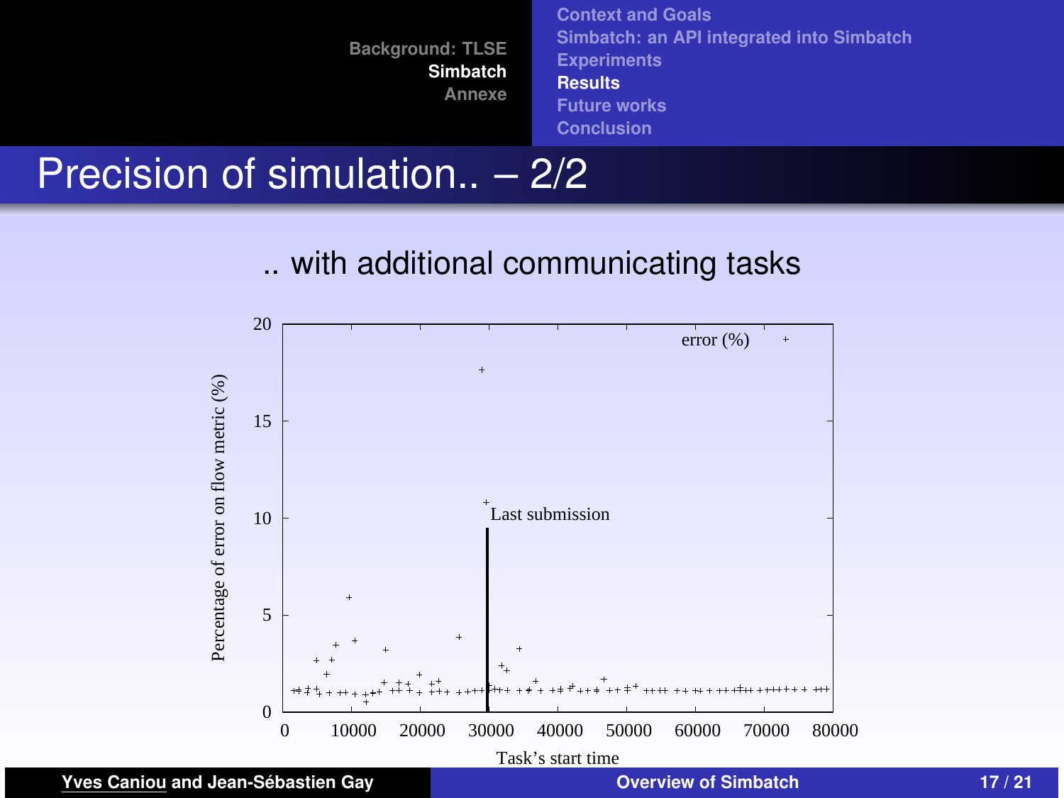# Precision of simulation.. – 2/2

.. with additional communicating tasks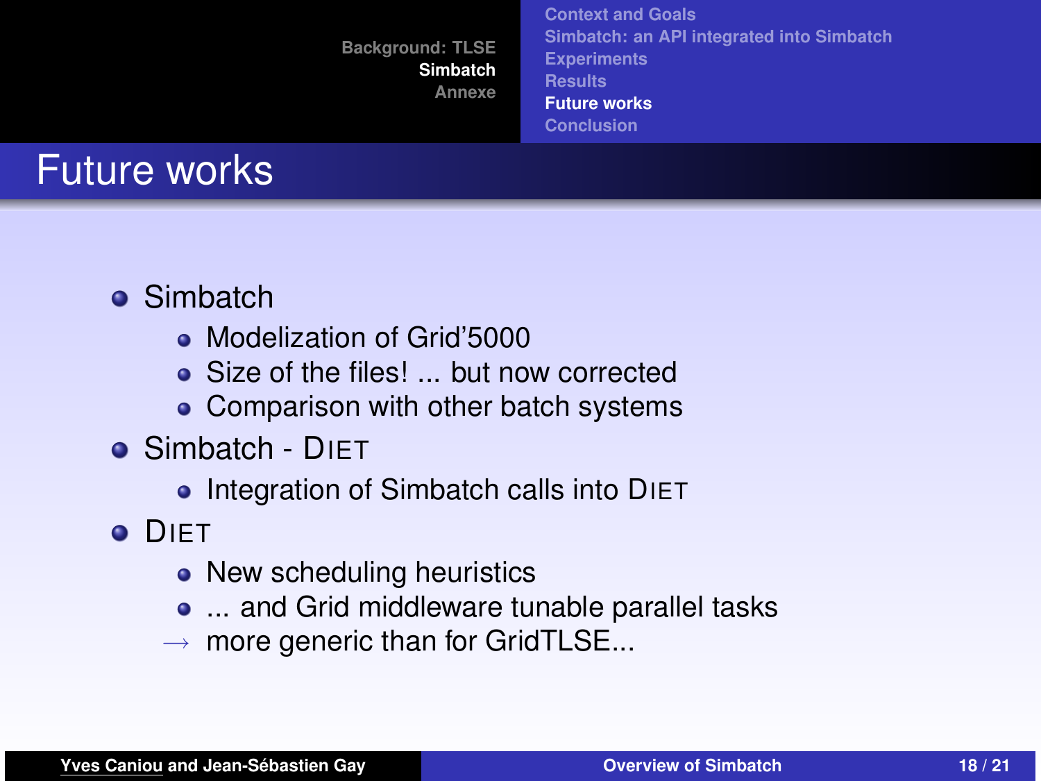# Future works

- Simbatch
  - Modelization of Grid'5000
  - Size of the files! ... but now corrected
  - Comparison with other batch systems
- Simbatch - DIET
  - Integration of Simbatch calls into DIET
- DIET
  - New scheduling heuristics
  - ... and Grid middleware tunable parallel tasks

  $\longrightarrow$ more generic than for GridTLSE...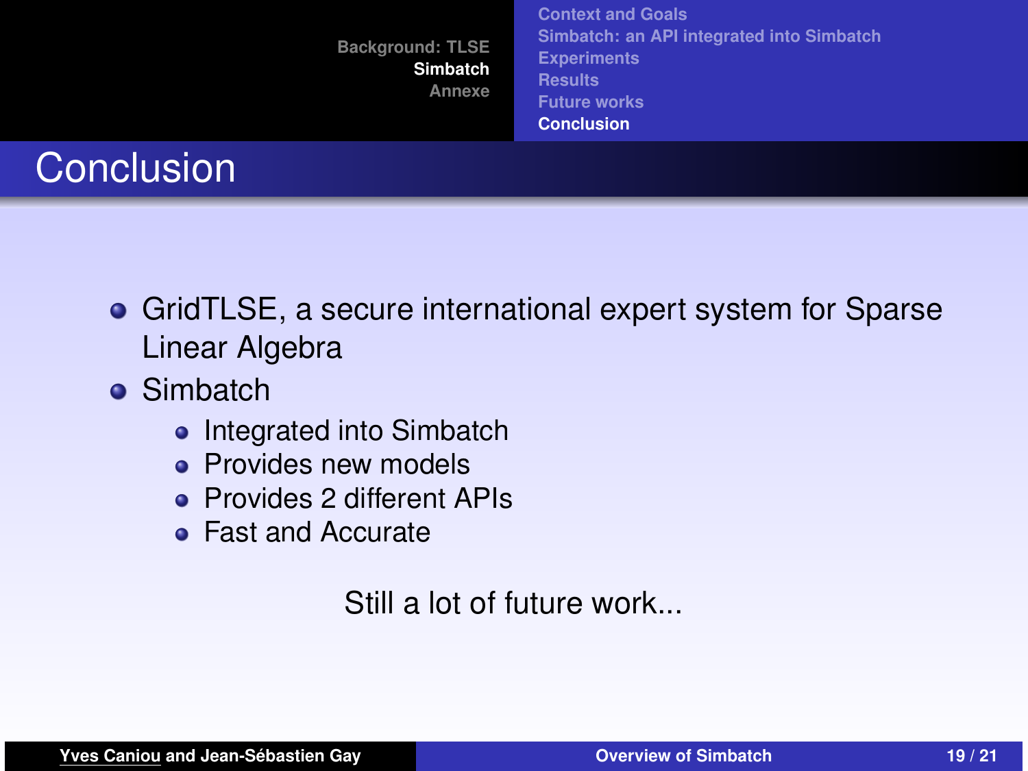# Conclusion

- GridTLSE, a secure international expert system for Sparse Linear Algebra
- Simbatch
  - Integrated into Simbatch
  - Provides new models
  - Provides 2 different APIs
  - Fast and Accurate

Still a lot of future work...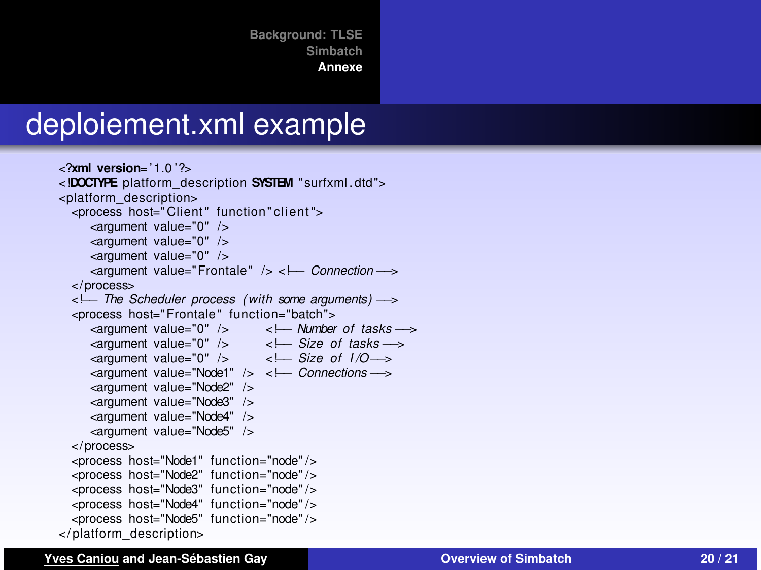# deploiement.xml example

```
<?xml version='1.0'?>
<!DOCTYPE platform_description SYSTEM "surfxml.dtd">
<platform_description>
  <process host="Client" function"client">
     <argument value="0" />
     <argument value="0" />
     <argument value="0" />
     <argument value="Frontale" /> <!-- Connection -->
  </process>
  <!-- The Scheduler process (with some arguments) -->
  <process host="Frontale" function="batch">
     <argument value="0" />       <!-- Number of tasks -->
     <argument value="0" />       <!-- Size of tasks -->
     <argument value="0" />       <!-- Size of I/O -->
     <argument value="Node1" />  <!-- Connections -->
     <argument value="Node2" />
     <argument value="Node3" />
     <argument value="Node4" />
     <argument value="Node5" />
  </process>
  <process host="Node1" function="node"/>
  <process host="Node2" function="node"/>
  <process host="Node3" function="node"/>
  <process host="Node4" function="node"/>
  <process host="Node5" function="node"/>
</platform_description>
```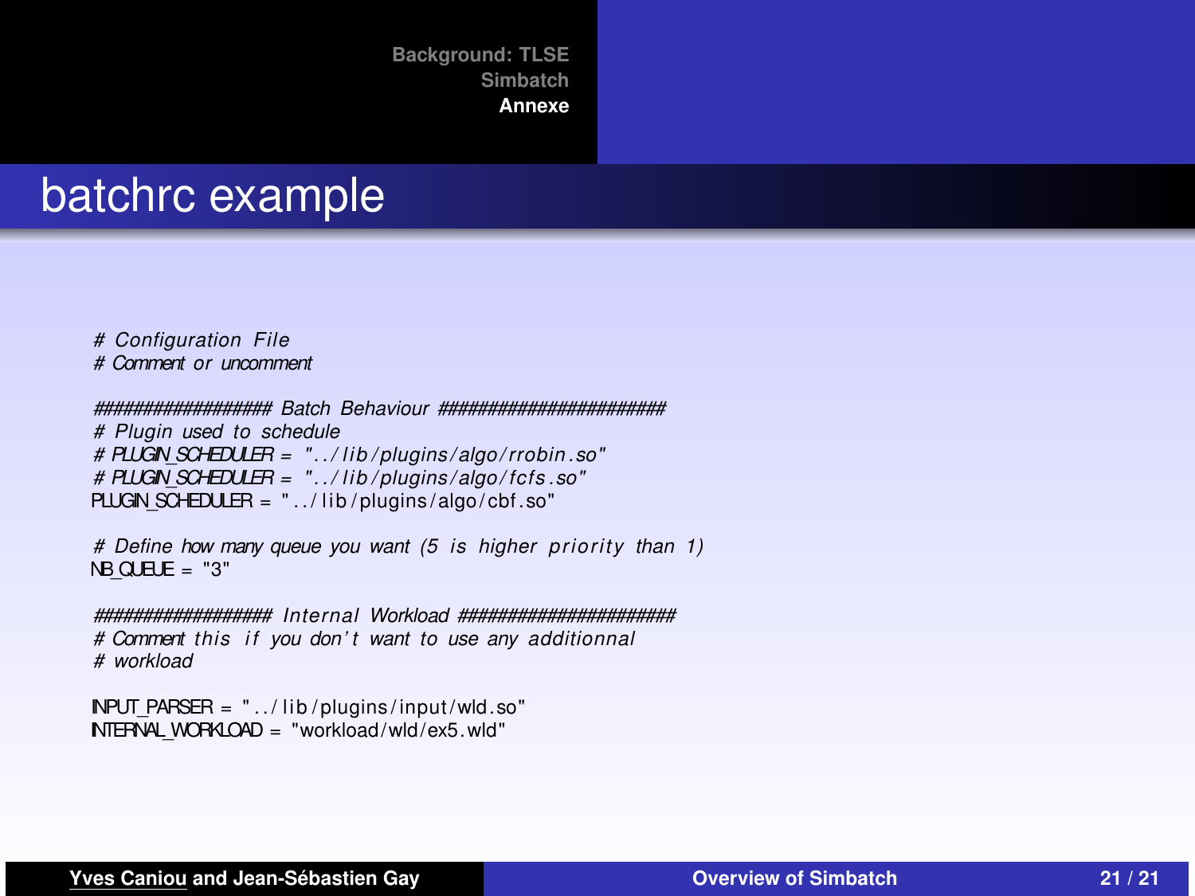# batchrc example

```
# Configuration File
# Comment or uncomment

################## Batch Behaviour #######################
# Plugin used to schedule
# PLUGIN_SCHEDULER = "../lib/plugins/algo/rrobin.so"
# PLUGIN_SCHEDULER = "../lib/plugins/algo/fcfs.so"
PLUGIN_SCHEDULER = "../lib/plugins/algo/cbf.so"

# Define how many queue you want (5 is higher priority than 1)
NB_QUEUE = "3"

################## Internal Workload ######################
# Comment this if you don't want to use any additionnal
# workload

INPUT_PARSER = "../lib/plugins/input/wld.so"
INTERNAL_WORKLOAD = "workload/wld/ex5.wld"
```